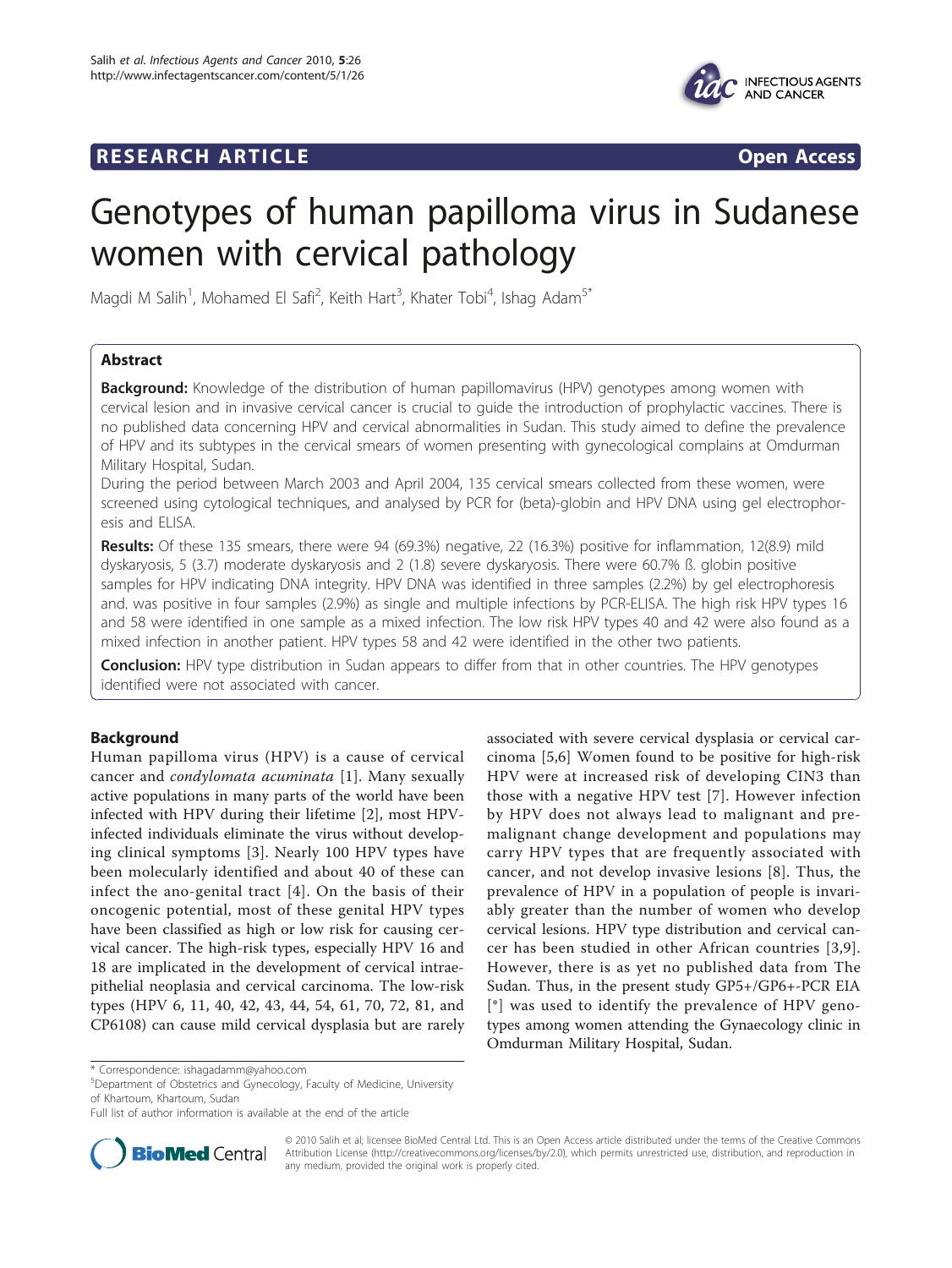RESEARCH ARTICLE Open Access

# Genotypes of human papilloma virus in Sudanese women with cervical pathology

Magdi M Salih[1], Mohamed El Safi[2], Keith Hart[3], Khater Tobi[4], Ishag Adam[5*]

## Abstract

**Background:** Knowledge of the distribution of human papillomavirus (HPV) genotypes among women with cervical lesion and in invasive cervical cancer is crucial to guide the introduction of prophylactic vaccines. There is no published data concerning HPV and cervical abnormalities in Sudan. This study aimed to define the prevalence of HPV and its subtypes in the cervical smears of women presenting with gynecological complains at Omdurman Military Hospital, Sudan.

During the period between March 2003 and April 2004, 135 cervical smears collected from these women, were screened using cytological techniques, and analysed by PCR for (beta)-globin and HPV DNA using gel electrophoresis and ELISA.

**Results:** Of these 135 smears, there were 94 (69.3%) negative, 22 (16.3%) positive for inflammation, 12(8.9) mild dyskaryosis, 5 (3.7) moderate dyskaryosis and 2 (1.8) severe dyskaryosis. There were 60.7% ß. globin positive samples for HPV indicating DNA integrity. HPV DNA was identified in three samples (2.2%) by gel electrophoresis and. was positive in four samples (2.9%) as single and multiple infections by PCR-ELISA. The high risk HPV types 16 and 58 were identified in one sample as a mixed infection. The low risk HPV types 40 and 42 were also found as a mixed infection in another patient. HPV types 58 and 42 were identified in the other two patients.

**Conclusion:** HPV type distribution in Sudan appears to differ from that in other countries. The HPV genotypes identified were not associated with cancer.

## Background

Human papilloma virus (HPV) is a cause of cervical cancer and *condylomata acuminata* [1]. Many sexually active populations in many parts of the world have been infected with HPV during their lifetime [2], most HPV-infected individuals eliminate the virus without developing clinical symptoms [3]. Nearly 100 HPV types have been molecularly identified and about 40 of these can infect the ano-genital tract [4]. On the basis of their oncogenic potential, most of these genital HPV types have been classified as high or low risk for causing cervical cancer. The high-risk types, especially HPV 16 and 18 are implicated in the development of cervical intraepithelial neoplasia and cervical carcinoma. The low-risk types (HPV 6, 11, 40, 42, 43, 44, 54, 61, 70, 72, 81, and CP6108) can cause mild cervical dysplasia but are rarely associated with severe cervical dysplasia or cervical carcinoma [5,6] Women found to be positive for high-risk HPV were at increased risk of developing CIN3 than those with a negative HPV test [7]. However infection by HPV does not always lead to malignant and pre-malignant change development and populations may carry HPV types that are frequently associated with cancer, and not develop invasive lesions [8]. Thus, the prevalence of HPV in a population of people is invariably greater than the number of women who develop cervical lesions. HPV type distribution and cervical cancer has been studied in other African countries [3,9]. However, there is as yet no published data from The Sudan. Thus, in the present study GP5+/GP6+-PCR EIA [*] was used to identify the prevalence of HPV genotypes among women attending the Gynaecology clinic in Omdurman Military Hospital, Sudan.

\* Correspondence: ishagadamm@yahoo.com
[5]Department of Obstetrics and Gynecology, Faculty of Medicine, University of Khartoum, Khartoum, Sudan
Full list of author information is available at the end of the article

© 2010 Salih et al; licensee BioMed Central Ltd. This is an Open Access article distributed under the terms of the Creative Commons Attribution License (http://creativecommons.org/licenses/by/2.0), which permits unrestricted use, distribution, and reproduction in any medium, provided the original work is properly cited.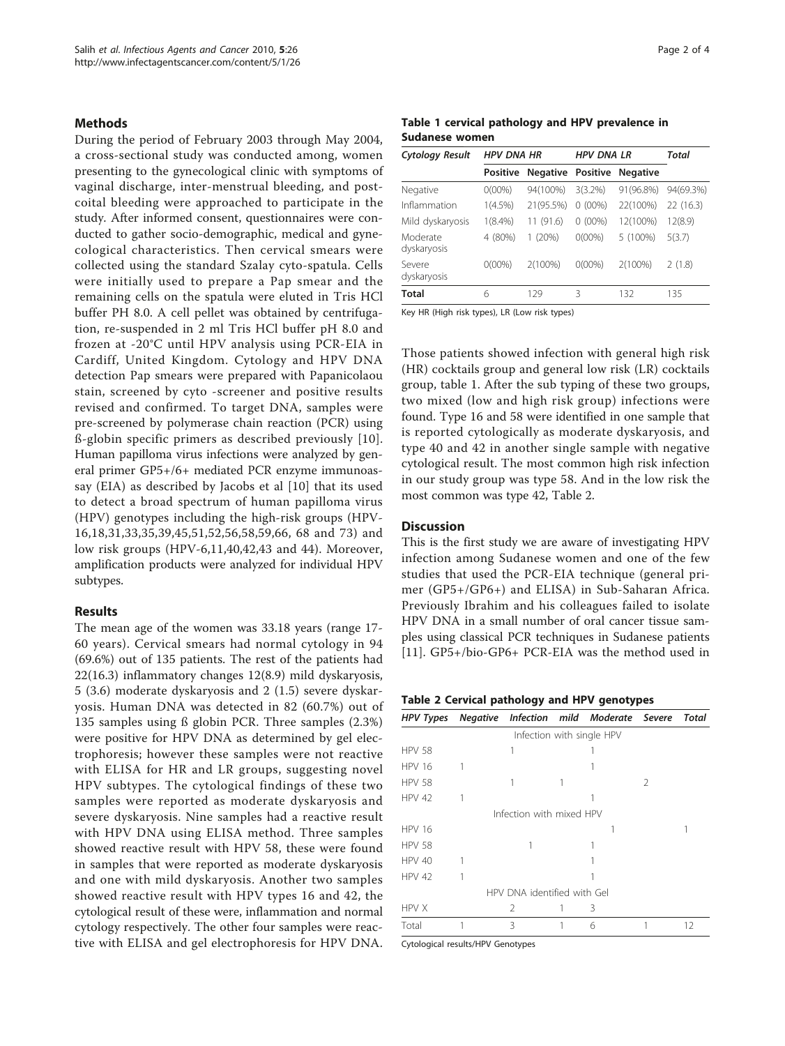## Methods

During the period of February 2003 through May 2004, a cross-sectional study was conducted among, women presenting to the gynecological clinic with symptoms of vaginal discharge, inter-menstrual bleeding, and post-coital bleeding were approached to participate in the study. After informed consent, questionnaires were conducted to gather socio-demographic, medical and gynecological characteristics. Then cervical smears were collected using the standard Szalay cyto-spatula. Cells were initially used to prepare a Pap smear and the remaining cells on the spatula were eluted in Tris HCl buffer PH 8.0. A cell pellet was obtained by centrifugation, re-suspended in 2 ml Tris HCl buffer pH 8.0 and frozen at -20°C until HPV analysis using PCR-EIA in Cardiff, United Kingdom. Cytology and HPV DNA detection Pap smears were prepared with Papanicolaou stain, screened by cyto -screener and positive results revised and confirmed. To target DNA, samples were pre-screened by polymerase chain reaction (PCR) using ß-globin specific primers as described previously [10]. Human papilloma virus infections were analyzed by general primer GP5+/6+ mediated PCR enzyme immunoassay (EIA) as described by Jacobs et al [10] that its used to detect a broad spectrum of human papilloma virus (HPV) genotypes including the high-risk groups (HPV-16,18,31,33,35,39,45,51,52,56,58,59,66, 68 and 73) and low risk groups (HPV-6,11,40,42,43 and 44). Moreover, amplification products were analyzed for individual HPV subtypes.

## Results

The mean age of the women was 33.18 years (range 17-60 years). Cervical smears had normal cytology in 94 (69.6%) out of 135 patients. The rest of the patients had 22(16.3) inflammatory changes 12(8.9) mild dyskaryosis, 5 (3.6) moderate dyskaryosis and 2 (1.5) severe dyskaryosis. Human DNA was detected in 82 (60.7%) out of 135 samples using ß globin PCR. Three samples (2.3%) were positive for HPV DNA as determined by gel electrophoresis; however these samples were not reactive with ELISA for HR and LR groups, suggesting novel HPV subtypes. The cytological findings of these two samples were reported as moderate dyskaryosis and severe dyskaryosis. Nine samples had a reactive result with HPV DNA using ELISA method. Three samples showed reactive result with HPV 58, these were found in samples that were reported as moderate dyskaryosis and one with mild dyskaryosis. Another two samples showed reactive result with HPV types 16 and 42, the cytological result of these were, inflammation and normal cytology respectively. The other four samples were reactive with ELISA and gel electrophoresis for HPV DNA.

**Table 1 cervical pathology and HPV prevalence in Sudanese women**

| Cytology Result | HPV DNA HR | | HPV DNA LR | | Total |
|---|---|---|---|---|---|
| | Positive | Negative | Positive | Negative | |
| Negative | 0(00%) | 94(100%) | 3(3.2%) | 91(96.8%) | 94(69.3%) |
| Inflammation | 1(4.5%) | 21(95.5%) | 0 (00%) | 22(100%) | 22 (16.3) |
| Mild dyskaryosis | 1(8.4%) | 11 (91.6) | 0 (00%) | 12(100%) | 12(8.9) |
| Moderate dyskaryosis | 4 (80%) | 1 (20%) | 0(00%) | 5 (100%) | 5(3.7) |
| Severe dyskaryosis | 0(00%) | 2(100%) | 0(00%) | 2(100%) | 2 (1.8) |
| **Total** | 6 | 129 | 3 | 132 | 135 |

Key HR (High risk types), LR (Low risk types)

Those patients showed infection with general high risk (HR) cocktails group and general low risk (LR) cocktails group, table 1. After the sub typing of these two groups, two mixed (low and high risk group) infections were found. Type 16 and 58 were identified in one sample that is reported cytologically as moderate dyskaryosis, and type 40 and 42 in another single sample with negative cytological result. The most common high risk infection in our study group was type 58. And in the low risk the most common was type 42, Table 2.

## Discussion

This is the first study we are aware of investigating HPV infection among Sudanese women and one of the few studies that used the PCR-EIA technique (general primer (GP5+/GP6+) and ELISA) in Sub-Saharan Africa. Previously Ibrahim and his colleagues failed to isolate HPV DNA in a small number of oral cancer tissue samples using classical PCR techniques in Sudanese patients [11]. GP5+/bio-GP6+ PCR-EIA was the method used in

**Table 2 Cervical pathology and HPV genotypes**

| HPV Types | Negative | Infection | mild | Moderate | Severe | Total |
|---|---|---|---|---|---|---|
| Infection with single HPV | | | | | | |
| HPV 58 | | 1 | | 1 | | |
| HPV 16 | 1 | | | 1 | | |
| HPV 58 | | 1 | 1 | | 2 | |
| HPV 42 | 1 | | | 1 | | |
| Infection with mixed HPV | | | | | | |
| HPV 16 | | | | 1 | | 1 |
| HPV 58 | | 1 | | 1 | | |
| HPV 40 | 1 | | | 1 | | |
| HPV 42 | 1 | | | 1 | | |
| HPV DNA identified with Gel | | | | | | |
| HPV X | | 2 | 1 | 3 | | |
| Total | 1 | 3 | 1 | 6 | 1 | 12 |

Cytological results/HPV Genotypes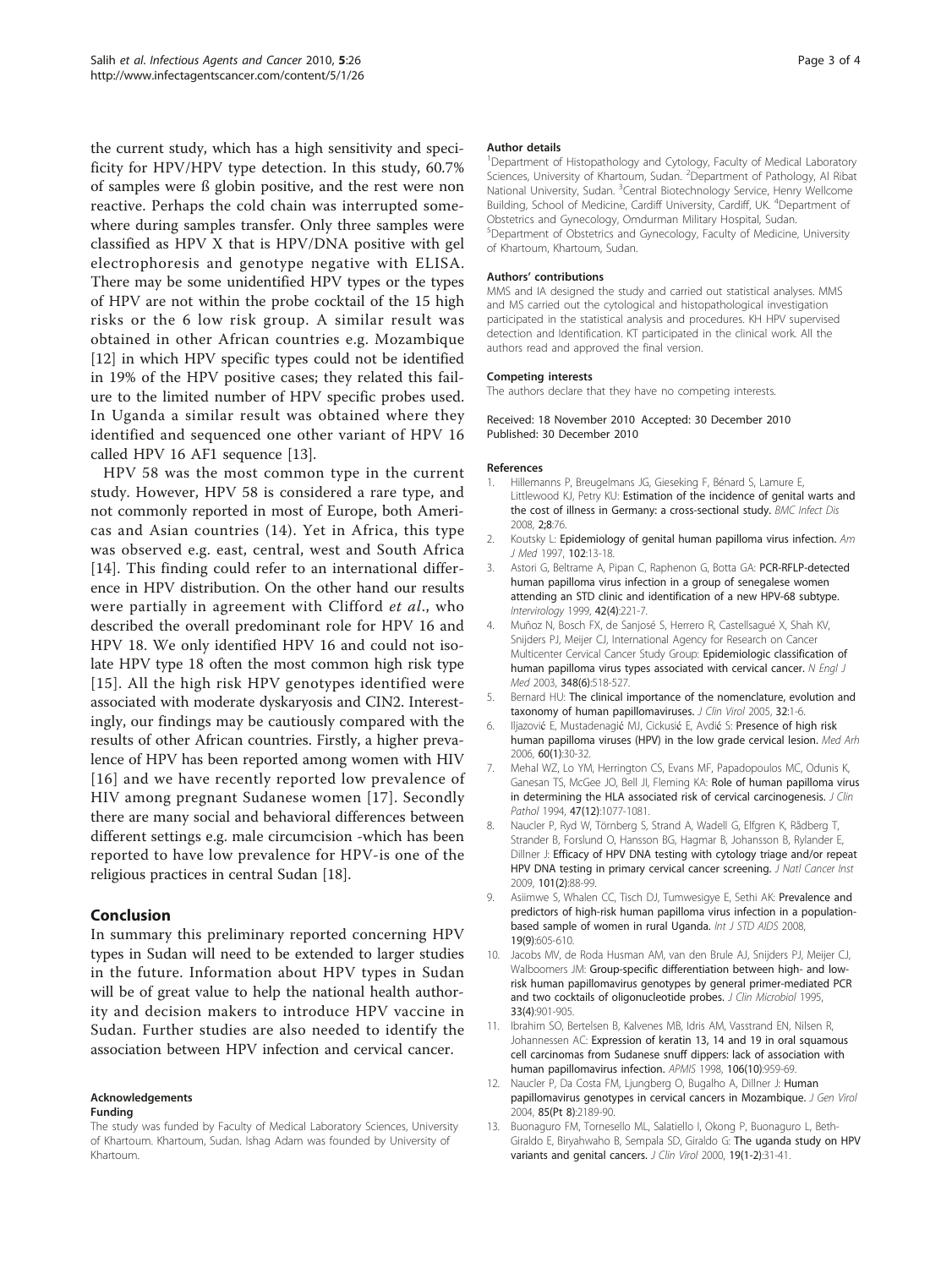the current study, which has a high sensitivity and specificity for HPV/HPV type detection. In this study, 60.7% of samples were ß globin positive, and the rest were non reactive. Perhaps the cold chain was interrupted somewhere during samples transfer. Only three samples were classified as HPV X that is HPV/DNA positive with gel electrophoresis and genotype negative with ELISA. There may be some unidentified HPV types or the types of HPV are not within the probe cocktail of the 15 high risks or the 6 low risk group. A similar result was obtained in other African countries e.g. Mozambique [12] in which HPV specific types could not be identified in 19% of the HPV positive cases; they related this failure to the limited number of HPV specific probes used. In Uganda a similar result was obtained where they identified and sequenced one other variant of HPV 16 called HPV 16 AF1 sequence [13].

HPV 58 was the most common type in the current study. However, HPV 58 is considered a rare type, and not commonly reported in most of Europe, both Americas and Asian countries (14). Yet in Africa, this type was observed e.g. east, central, west and South Africa [14]. This finding could refer to an international difference in HPV distribution. On the other hand our results were partially in agreement with Clifford *et al*., who described the overall predominant role for HPV 16 and HPV 18. We only identified HPV 16 and could not isolate HPV type 18 often the most common high risk type [15]. All the high risk HPV genotypes identified were associated with moderate dyskaryosis and CIN2. Interestingly, our findings may be cautiously compared with the results of other African countries. Firstly, a higher prevalence of HPV has been reported among women with HIV [16] and we have recently reported low prevalence of HIV among pregnant Sudanese women [17]. Secondly there are many social and behavioral differences between different settings e.g. male circumcision -which has been reported to have low prevalence for HPV-is one of the religious practices in central Sudan [18].

## Conclusion

In summary this preliminary reported concerning HPV types in Sudan will need to be extended to larger studies in the future. Information about HPV types in Sudan will be of great value to help the national health authority and decision makers to introduce HPV vaccine in Sudan. Further studies are also needed to identify the association between HPV infection and cervical cancer.

#### Acknowledgements

**Funding**

The study was funded by Faculty of Medical Laboratory Sciences, University of Khartoum. Khartoum, Sudan. Ishag Adam was founded by University of Khartoum.

#### Author details

[1]Department of Histopathology and Cytology, Faculty of Medical Laboratory Sciences, University of Khartoum, Sudan. [2]Department of Pathology, Al Ribat National University, Sudan. [3]Central Biotechnology Service, Henry Wellcome Building, School of Medicine, Cardiff University, Cardiff, UK. [4]Department of Obstetrics and Gynecology, Omdurman Military Hospital, Sudan. [5]Department of Obstetrics and Gynecology, Faculty of Medicine, University of Khartoum, Khartoum, Sudan.

#### Authors' contributions

MMS and IA designed the study and carried out statistical analyses. MMS and MS carried out the cytological and histopathological investigation participated in the statistical analysis and procedures. KH HPV supervised detection and Identification. KT participated in the clinical work. All the authors read and approved the final version.

#### Competing interests

The authors declare that they have no competing interests.

Received: 18 November 2010 Accepted: 30 December 2010
Published: 30 December 2010

#### References

1. Hillemanns P, Breugelmans JG, Gieseking F, Bénard S, Lamure E, Littlewood KJ, Petry KU: **Estimation of the incidence of genital warts and the cost of illness in Germany: a cross-sectional study.** *BMC Infect Dis* 2008, 2;8:76.
2. Koutsky L: **Epidemiology of genital human papilloma virus infection.** *Am J Med* 1997, 102:13-18.
3. Astori G, Beltrame A, Pipan C, Raphenon G, Botta GA: **PCR-RFLP-detected human papilloma virus infection in a group of senegalese women attending an STD clinic and identification of a new HPV-68 subtype.** *Intervirology* 1999, 42(4):221-7.
4. Muñoz N, Bosch FX, de Sanjosé S, Herrero R, Castellsagué X, Shah KV, Snijders PJ, Meijer CJ, International Agency for Research on Cancer Multicenter Cervical Cancer Study Group: **Epidemiologic classification of human papilloma virus types associated with cervical cancer.** *N Engl J Med* 2003, 348(6):518-527.
5. Bernard HU: **The clinical importance of the nomenclature, evolution and taxonomy of human papillomaviruses.** *J Clin Virol* 2005, 32:1-6.
6. Iljazović E, Mustadenagić MJ, Cickusić E, Avdić S: **Presence of high risk human papilloma viruses (HPV) in the low grade cervical lesion.** *Med Arh* 2006, 60(1):30-32.
7. Mehal WZ, Lo YM, Herrington CS, Evans MF, Papadopoulos MC, Odunis K, Ganesan TS, McGee JO, Bell JI, Fleming KA: **Role of human papilloma virus in determining the HLA associated risk of cervical carcinogenesis.** *J Clin Pathol* 1994, 47(12):1077-1081.
8. Naucler P, Ryd W, Törnberg S, Strand A, Wadell G, Elfgren K, Rådberg T, Strander B, Forslund O, Hansson BG, Hagmar B, Johansson B, Rylander E, Dillner J: **Efficacy of HPV DNA testing with cytology triage and/or repeat HPV DNA testing in primary cervical cancer screening.** *J Natl Cancer Inst* 2009, 101(2):88-99.
9. Asiimwe S, Whalen CC, Tisch DJ, Tumwesigye E, Sethi AK: **Prevalence and predictors of high-risk human papilloma virus infection in a population-based sample of women in rural Uganda.** *Int J STD AIDS* 2008, 19(9):605-610.
10. Jacobs MV, de Roda Husman AM, van den Brule AJ, Snijders PJ, Meijer CJ, Walboomers JM: **Group-specific differentiation between high- and low-risk human papillomavirus genotypes by general primer-mediated PCR and two cocktails of oligonucleotide probes.** *J Clin Microbiol* 1995, 33(4):901-905.
11. Ibrahim SO, Bertelsen B, Kalvenes MB, Idris AM, Vasstrand EN, Nilsen R, Johannessen AC: **Expression of keratin 13, 14 and 19 in oral squamous cell carcinomas from Sudanese snuff dippers: lack of association with human papillomavirus infection.** *APMIS* 1998, 106(10):959-69.
12. Naucler P, Da Costa FM, Ljungberg O, Bugalho A, Dillner J: **Human papillomavirus genotypes in cervical cancers in Mozambique.** *J Gen Virol* 2004, 85(Pt 8):2189-90.
13. Buonaguro FM, Tornesello ML, Salatiello I, Okong P, Buonaguro L, Beth-Giraldo E, Biryahwaho B, Sempala SD, Giraldo G: **The uganda study on HPV variants and genital cancers.** *J Clin Virol* 2000, 19(1-2):31-41.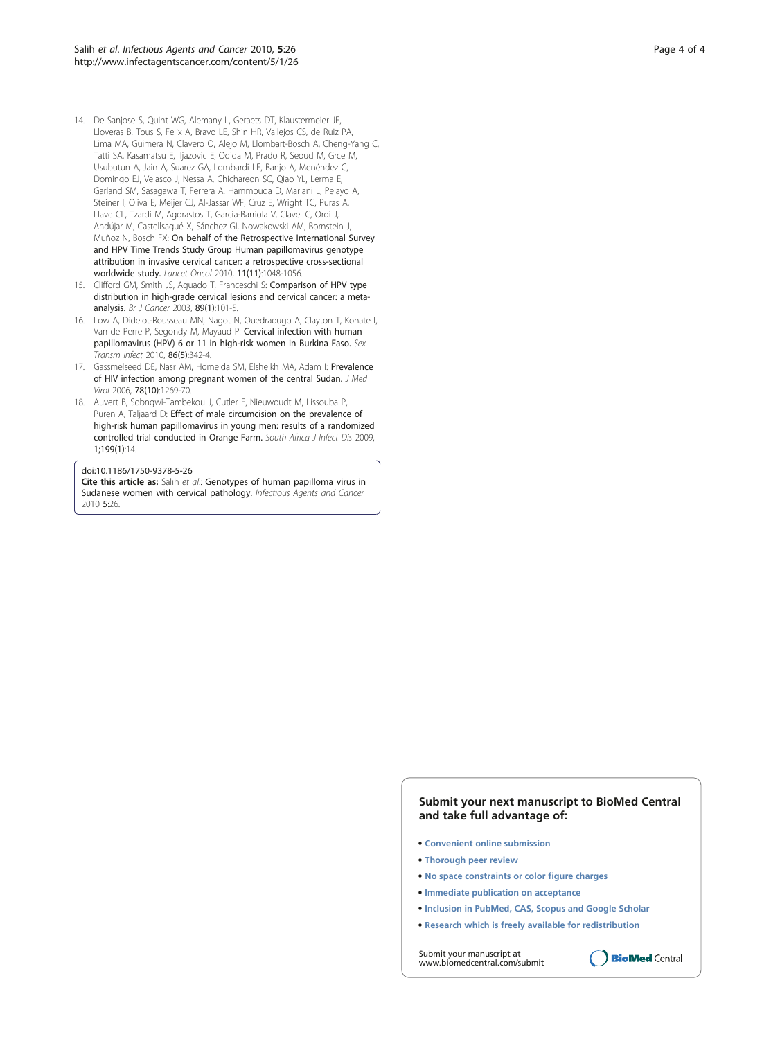14. De Sanjose S, Quint WG, Alemany L, Geraets DT, Klaustermeier JE, Lloveras B, Tous S, Felix A, Bravo LE, Shin HR, Vallejos CS, de Ruiz PA, Lima MA, Guimera N, Clavero O, Alejo M, Llombart-Bosch A, Cheng-Yang C, Tatti SA, Kasamatsu E, Iljazovic E, Odida M, Prado R, Seoud M, Grce M, Usubutun A, Jain A, Suarez GA, Lombardi LE, Banjo A, Menéndez C, Domingo EJ, Velasco J, Nessa A, Chichareon SC, Qiao YL, Lerma E, Garland SM, Sasagawa T, Ferrera A, Hammouda D, Mariani L, Pelayo A, Steiner I, Oliva E, Meijer CJ, Al-Jassar WF, Cruz E, Wright TC, Puras A, Llave CL, Tzardi M, Agorastos T, Garcia-Barriola V, Clavel C, Ordi J, Andújar M, Castellsagué X, Sánchez GI, Nowakowski AM, Bornstein J, Muñoz N, Bosch FX: On behalf of the Retrospective International Survey and HPV Time Trends Study Group Human papillomavirus genotype attribution in invasive cervical cancer: a retrospective cross-sectional worldwide study. *Lancet Oncol* 2010, **11(11)**:1048-1056.
15. Clifford GM, Smith JS, Aguado T, Franceschi S: Comparison of HPV type distribution in high-grade cervical lesions and cervical cancer: a meta-analysis. *Br J Cancer* 2003, **89(1)**:101-5.
16. Low A, Didelot-Rousseau MN, Nagot N, Ouedraougo A, Clayton T, Konate I, Van de Perre P, Segondy M, Mayaud P: Cervical infection with human papillomavirus (HPV) 6 or 11 in high-risk women in Burkina Faso. *Sex Transm Infect* 2010, **86(5)**:342-4.
17. Gassmelseed DE, Nasr AM, Homeida SM, Elsheikh MA, Adam I: Prevalence of HIV infection among pregnant women of the central Sudan. *J Med Virol* 2006, **78(10)**:1269-70.
18. Auvert B, Sobngwi-Tambekou J, Cutler E, Nieuwoudt M, Lissouba P, Puren A, Taljaard D: Effect of male circumcision on the prevalence of high-risk human papillomavirus in young men: results of a randomized controlled trial conducted in Orange Farm. *South Africa J Infect Dis* 2009, **1;199(1)**:14.

doi:10.1186/1750-9378-5-26
**Cite this article as:** Salih *et al.*: Genotypes of human papilloma virus in Sudanese women with cervical pathology. *Infectious Agents and Cancer* 2010 **5**:26.

**Submit your next manuscript to BioMed Central and take full advantage of:**

- Convenient online submission
- Thorough peer review
- No space constraints or color figure charges
- Immediate publication on acceptance
- Inclusion in PubMed, CAS, Scopus and Google Scholar
- Research which is freely available for redistribution

Submit your manuscript at www.biomedcentral.com/submit

BioMed Central